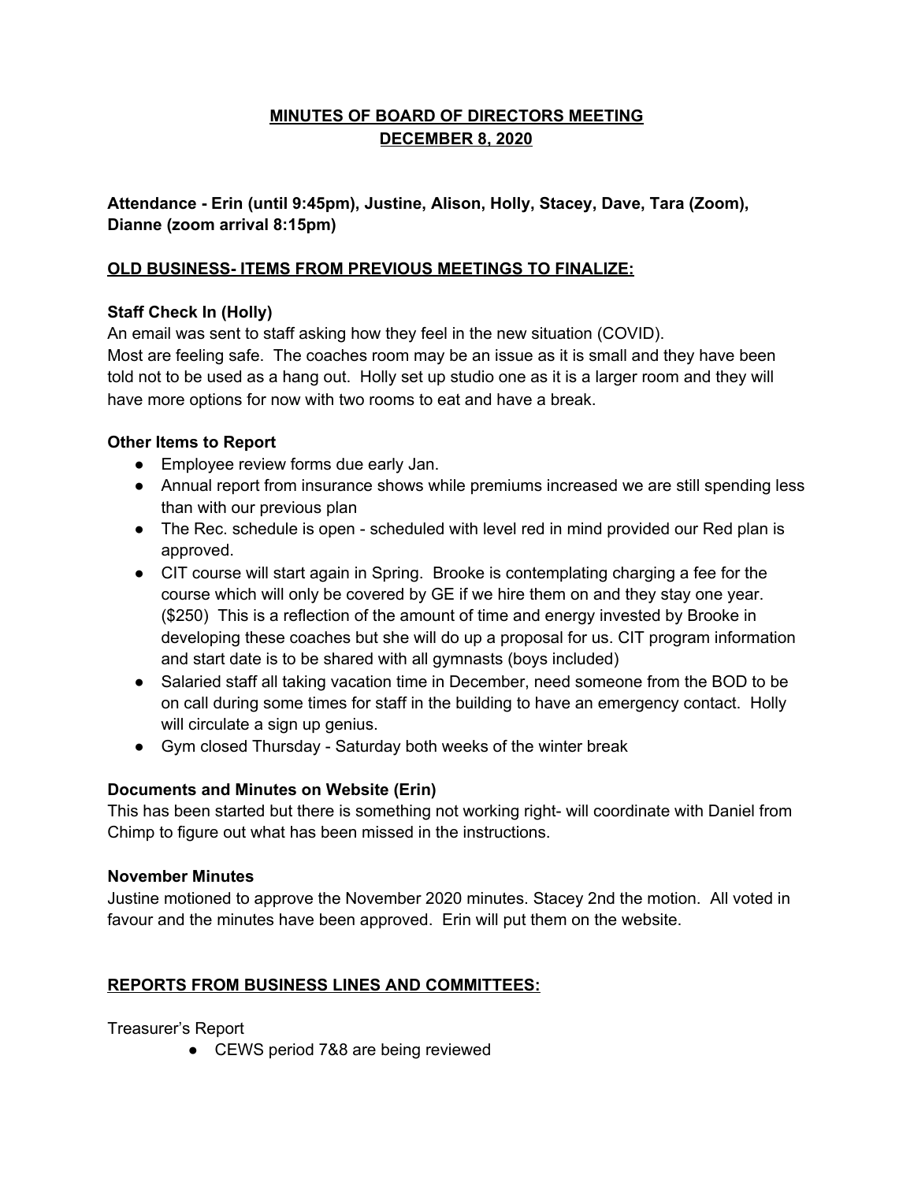# MINUTES OF BOARD OF DIRECTORS MEETING
# DECEMBER 8, 2020

**Attendance - Erin (until 9:45pm), Justine, Alison, Holly, Stacey, Dave, Tara (Zoom), Dianne (zoom arrival 8:15pm)**

## OLD BUSINESS- ITEMS FROM PREVIOUS MEETINGS TO FINALIZE:

### Staff Check In (Holly)

An email was sent to staff asking how they feel in the new situation (COVID).
Most are feeling safe. The coaches room may be an issue as it is small and they have been told not to be used as a hang out. Holly set up studio one as it is a larger room and they will have more options for now with two rooms to eat and have a break.

### Other Items to Report

- Employee review forms due early Jan.
- Annual report from insurance shows while premiums increased we are still spending less than with our previous plan
- The Rec. schedule is open - scheduled with level red in mind provided our Red plan is approved.
- CIT course will start again in Spring. Brooke is contemplating charging a fee for the course which will only be covered by GE if we hire them on and they stay one year. ($250) This is a reflection of the amount of time and energy invested by Brooke in developing these coaches but she will do up a proposal for us. CIT program information and start date is to be shared with all gymnasts (boys included)
- Salaried staff all taking vacation time in December, need someone from the BOD to be on call during some times for staff in the building to have an emergency contact. Holly will circulate a sign up genius.
- Gym closed Thursday - Saturday both weeks of the winter break

### Documents and Minutes on Website (Erin)

This has been started but there is something not working right- will coordinate with Daniel from Chimp to figure out what has been missed in the instructions.

### November Minutes

Justine motioned to approve the November 2020 minutes. Stacey 2nd the motion. All voted in favour and the minutes have been approved. Erin will put them on the website.

## REPORTS FROM BUSINESS LINES AND COMMITTEES:

Treasurer's Report

- CEWS period 7&8 are being reviewed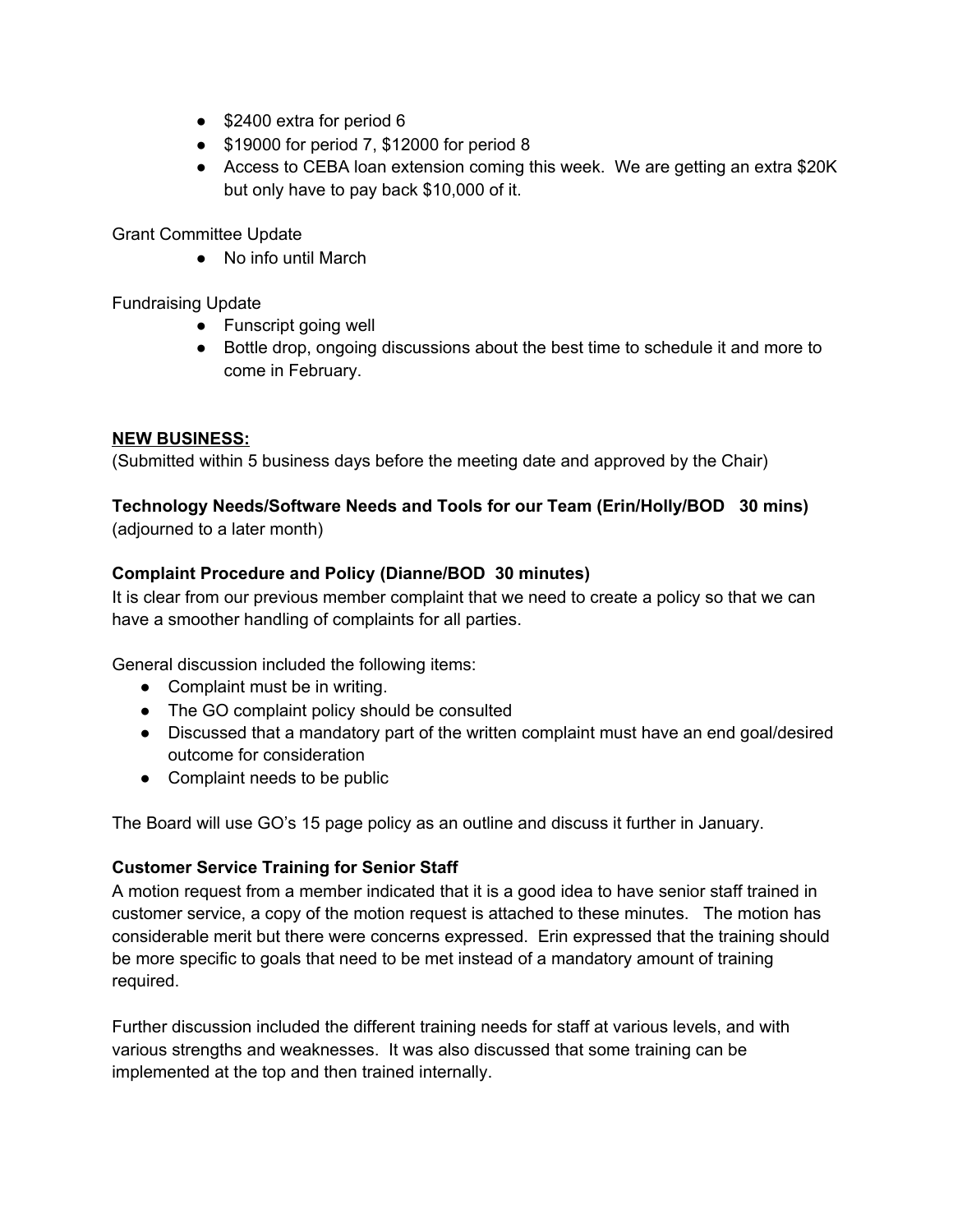- $2400 extra for period 6
- $19000 for period 7, $12000 for period 8
- Access to CEBA loan extension coming this week. We are getting an extra $20K but only have to pay back $10,000 of it.

Grant Committee Update

- No info until March

Fundraising Update

- Funscript going well
- Bottle drop, ongoing discussions about the best time to schedule it and more to come in February.

**<u>NEW BUSINESS:</u>**

(Submitted within 5 business days before the meeting date and approved by the Chair)

**Technology Needs/Software Needs and Tools for our Team (Erin/Holly/BOD 30 mins)**
(adjourned to a later month)

**Complaint Procedure and Policy (Dianne/BOD 30 minutes)**

It is clear from our previous member complaint that we need to create a policy so that we can have a smoother handling of complaints for all parties.

General discussion included the following items:

- Complaint must be in writing.
- The GO complaint policy should be consulted
- Discussed that a mandatory part of the written complaint must have an end goal/desired outcome for consideration
- Complaint needs to be public

The Board will use GO's 15 page policy as an outline and discuss it further in January.

**Customer Service Training for Senior Staff**

A motion request from a member indicated that it is a good idea to have senior staff trained in customer service, a copy of the motion request is attached to these minutes. The motion has considerable merit but there were concerns expressed. Erin expressed that the training should be more specific to goals that need to be met instead of a mandatory amount of training required.

Further discussion included the different training needs for staff at various levels, and with various strengths and weaknesses. It was also discussed that some training can be implemented at the top and then trained internally.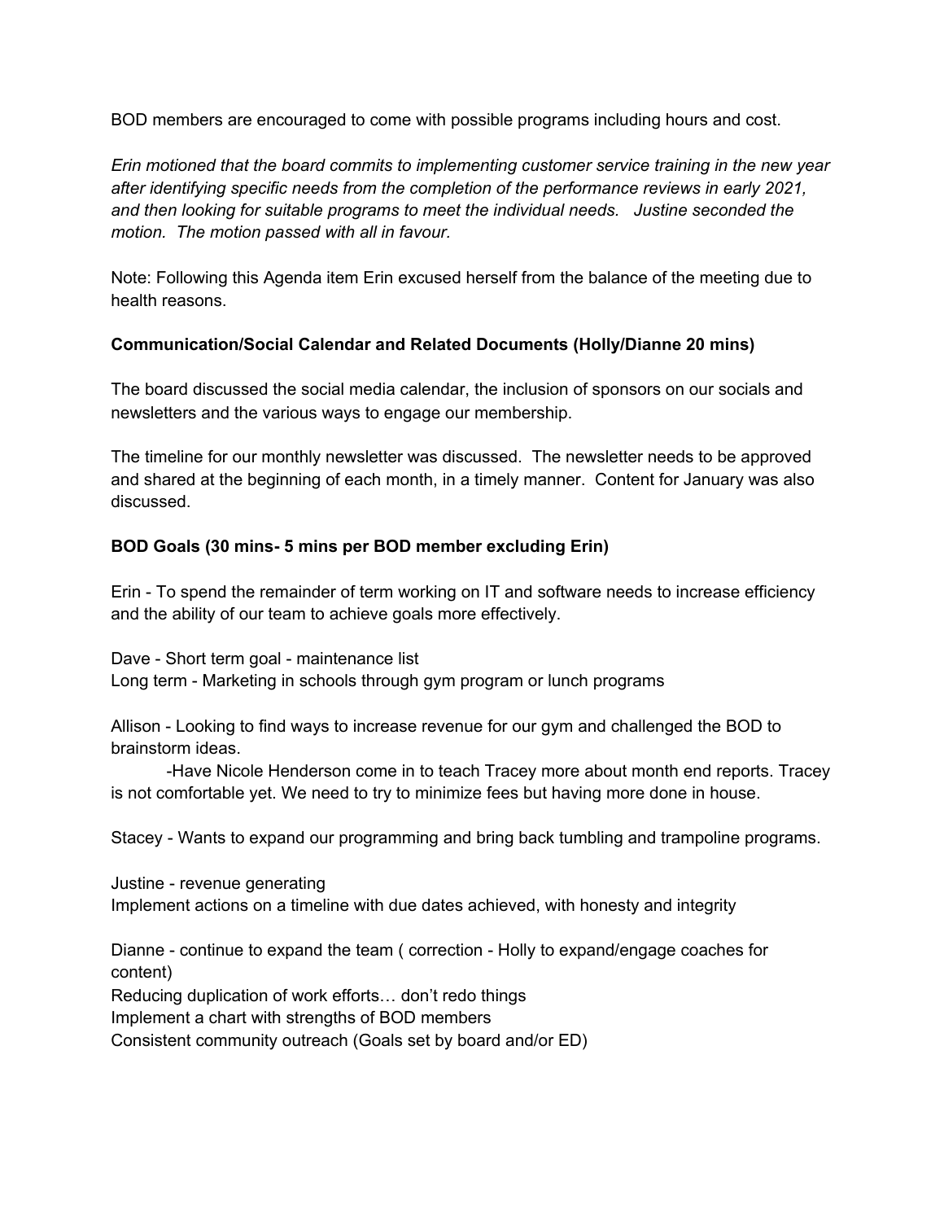BOD members are encouraged to come with possible programs including hours and cost.

*Erin motioned that the board commits to implementing customer service training in the new year after identifying specific needs from the completion of the performance reviews in early 2021, and then looking for suitable programs to meet the individual needs. Justine seconded the motion. The motion passed with all in favour.*

Note: Following this Agenda item Erin excused herself from the balance of the meeting due to health reasons.

**Communication/Social Calendar and Related Documents (Holly/Dianne 20 mins)**

The board discussed the social media calendar, the inclusion of sponsors on our socials and newsletters and the various ways to engage our membership.

The timeline for our monthly newsletter was discussed. The newsletter needs to be approved and shared at the beginning of each month, in a timely manner. Content for January was also discussed.

**BOD Goals (30 mins- 5 mins per BOD member excluding Erin)**

Erin - To spend the remainder of term working on IT and software needs to increase efficiency and the ability of our team to achieve goals more effectively.

Dave - Short term goal - maintenance list
Long term - Marketing in schools through gym program or lunch programs

Allison - Looking to find ways to increase revenue for our gym and challenged the BOD to brainstorm ideas.
-Have Nicole Henderson come in to teach Tracey more about month end reports. Tracey is not comfortable yet. We need to try to minimize fees but having more done in house.

Stacey - Wants to expand our programming and bring back tumbling and trampoline programs.

Justine - revenue generating
Implement actions on a timeline with due dates achieved, with honesty and integrity

Dianne - continue to expand the team ( correction - Holly to expand/engage coaches for content)
Reducing duplication of work efforts… don't redo things
Implement a chart with strengths of BOD members
Consistent community outreach (Goals set by board and/or ED)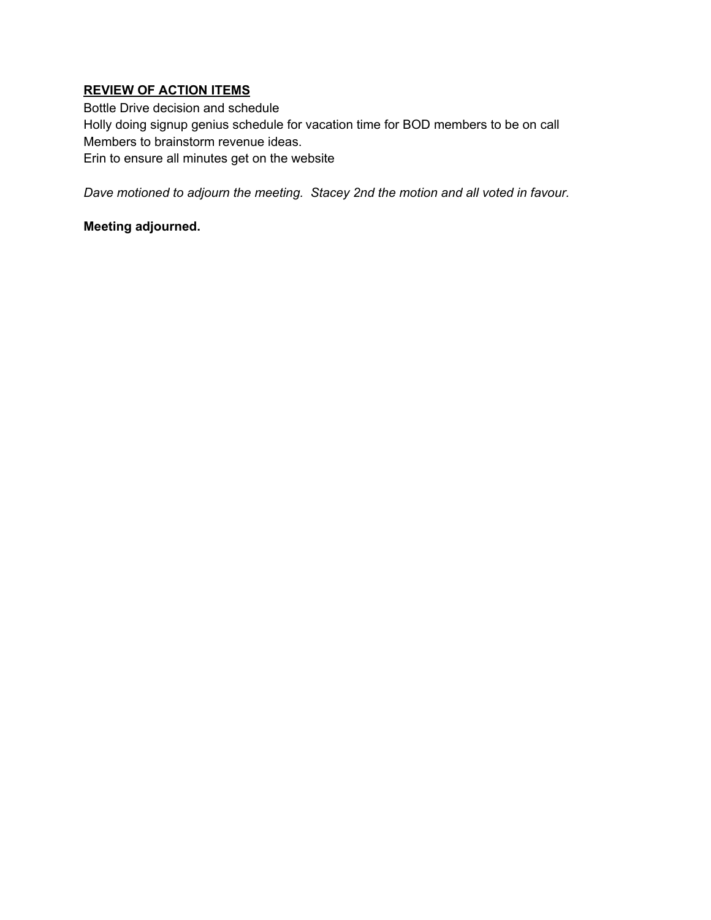**<u>REVIEW OF ACTION ITEMS</u>**

Bottle Drive decision and schedule
Holly doing signup genius schedule for vacation time for BOD members to be on call
Members to brainstorm revenue ideas.
Erin to ensure all minutes get on the website

*Dave motioned to adjourn the meeting.  Stacey 2nd the motion and all voted in favour.*

**Meeting adjourned.**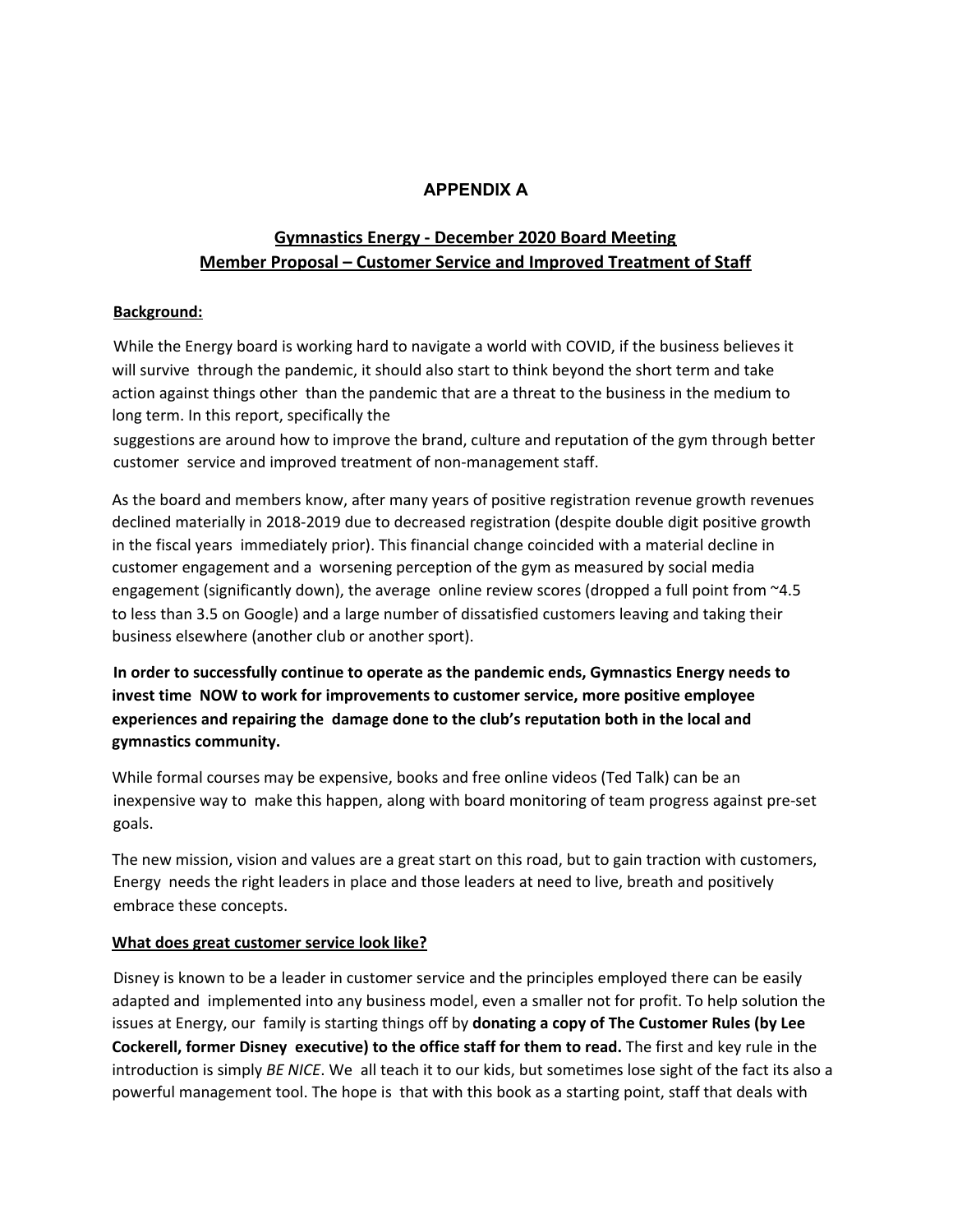## APPENDIX A

## Gymnastics Energy - December 2020 Board Meeting
## Member Proposal – Customer Service and Improved Treatment of Staff

**Background:**

While the Energy board is working hard to navigate a world with COVID, if the business believes it will survive through the pandemic, it should also start to think beyond the short term and take action against things other than the pandemic that are a threat to the business in the medium to long term. In this report, specifically the suggestions are around how to improve the brand, culture and reputation of the gym through better customer service and improved treatment of non-management staff.

As the board and members know, after many years of positive registration revenue growth revenues declined materially in 2018-2019 due to decreased registration (despite double digit positive growth in the fiscal years immediately prior). This financial change coincided with a material decline in customer engagement and a worsening perception of the gym as measured by social media engagement (significantly down), the average online review scores (dropped a full point from ~4.5 to less than 3.5 on Google) and a large number of dissatisfied customers leaving and taking their business elsewhere (another club or another sport).

**In order to successfully continue to operate as the pandemic ends, Gymnastics Energy needs to invest time NOW to work for improvements to customer service, more positive employee experiences and repairing the damage done to the club's reputation both in the local and gymnastics community.**

While formal courses may be expensive, books and free online videos (Ted Talk) can be an inexpensive way to make this happen, along with board monitoring of team progress against pre-set goals.

The new mission, vision and values are a great start on this road, but to gain traction with customers, Energy needs the right leaders in place and those leaders at need to live, breath and positively embrace these concepts.

**What does great customer service look like?**

Disney is known to be a leader in customer service and the principles employed there can be easily adapted and implemented into any business model, even a smaller not for profit. To help solution the issues at Energy, our family is starting things off by **donating a copy of The Customer Rules (by Lee Cockerell, former Disney executive) to the office staff for them to read.** The first and key rule in the introduction is simply *BE NICE*. We all teach it to our kids, but sometimes lose sight of the fact its also a powerful management tool. The hope is that with this book as a starting point, staff that deals with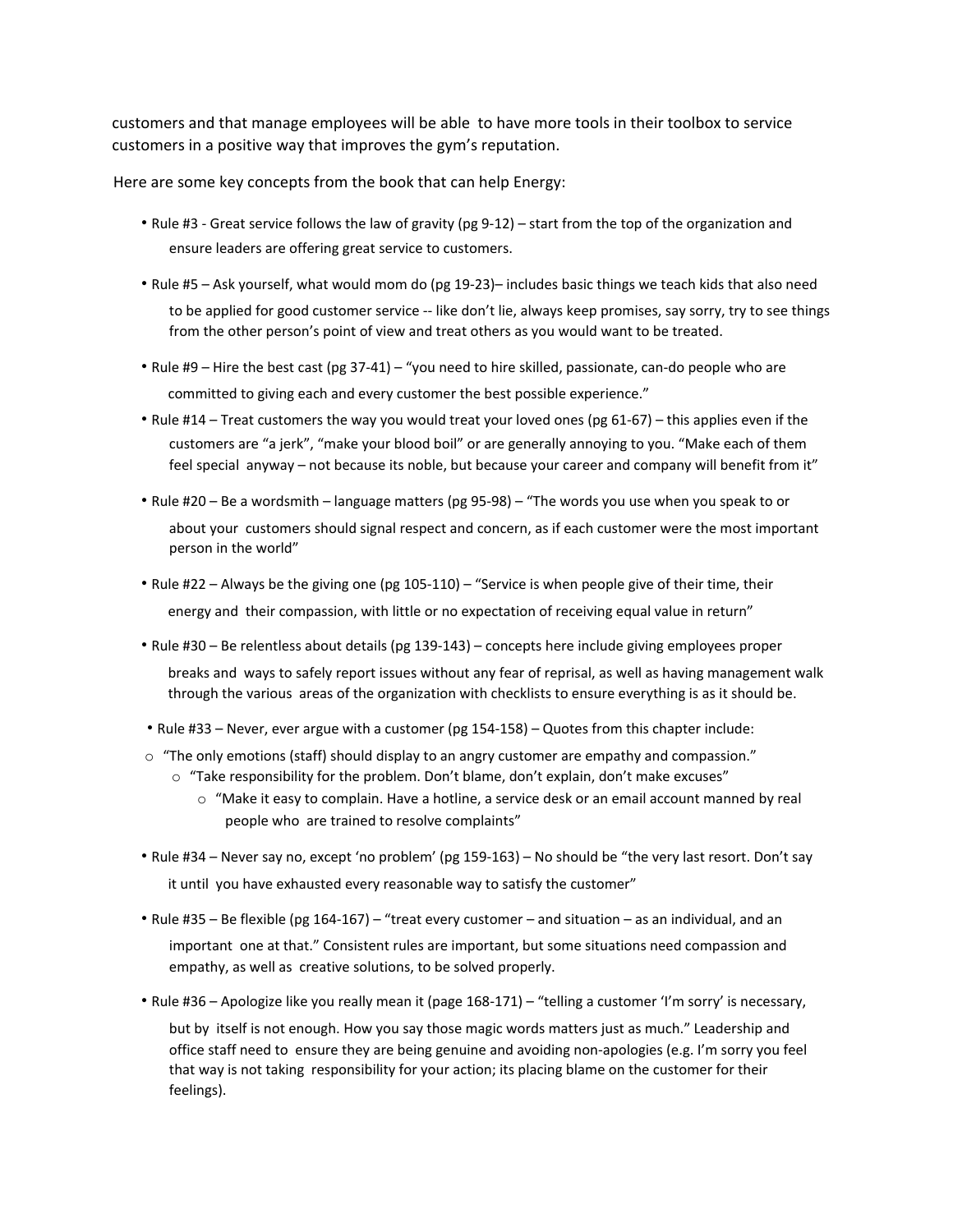customers and that manage employees will be able to have more tools in their toolbox to service customers in a positive way that improves the gym's reputation.

Here are some key concepts from the book that can help Energy:

- Rule #3 - Great service follows the law of gravity (pg 9-12) – start from the top of the organization and ensure leaders are offering great service to customers.
- Rule #5 – Ask yourself, what would mom do (pg 19-23)– includes basic things we teach kids that also need to be applied for good customer service -- like don't lie, always keep promises, say sorry, try to see things from the other person's point of view and treat others as you would want to be treated.
- Rule #9 – Hire the best cast (pg 37-41) – "you need to hire skilled, passionate, can-do people who are committed to giving each and every customer the best possible experience."
- Rule #14 – Treat customers the way you would treat your loved ones (pg 61-67) – this applies even if the customers are "a jerk", "make your blood boil" or are generally annoying to you. "Make each of them feel special anyway – not because its noble, but because your career and company will benefit from it"
- Rule #20 – Be a wordsmith – language matters (pg 95-98) – "The words you use when you speak to or about your customers should signal respect and concern, as if each customer were the most important person in the world"
- Rule #22 – Always be the giving one (pg 105-110) – "Service is when people give of their time, their energy and their compassion, with little or no expectation of receiving equal value in return"
- Rule #30 – Be relentless about details (pg 139-143) – concepts here include giving employees proper breaks and ways to safely report issues without any fear of reprisal, as well as having management walk through the various areas of the organization with checklists to ensure everything is as it should be.
- Rule #33 – Never, ever argue with a customer (pg 154-158) – Quotes from this chapter include:
  - "The only emotions (staff) should display to an angry customer are empathy and compassion."
  - "Take responsibility for the problem. Don't blame, don't explain, don't make excuses"
  - "Make it easy to complain. Have a hotline, a service desk or an email account manned by real people who are trained to resolve complaints"
- Rule #34 – Never say no, except 'no problem' (pg 159-163) – No should be "the very last resort. Don't say it until you have exhausted every reasonable way to satisfy the customer"
- Rule #35 – Be flexible (pg 164-167) – "treat every customer – and situation – as an individual, and an important one at that." Consistent rules are important, but some situations need compassion and empathy, as well as creative solutions, to be solved properly.
- Rule #36 – Apologize like you really mean it (page 168-171) – "telling a customer 'I'm sorry' is necessary, but by itself is not enough. How you say those magic words matters just as much." Leadership and office staff need to ensure they are being genuine and avoiding non-apologies (e.g. I'm sorry you feel that way is not taking responsibility for your action; its placing blame on the customer for their feelings).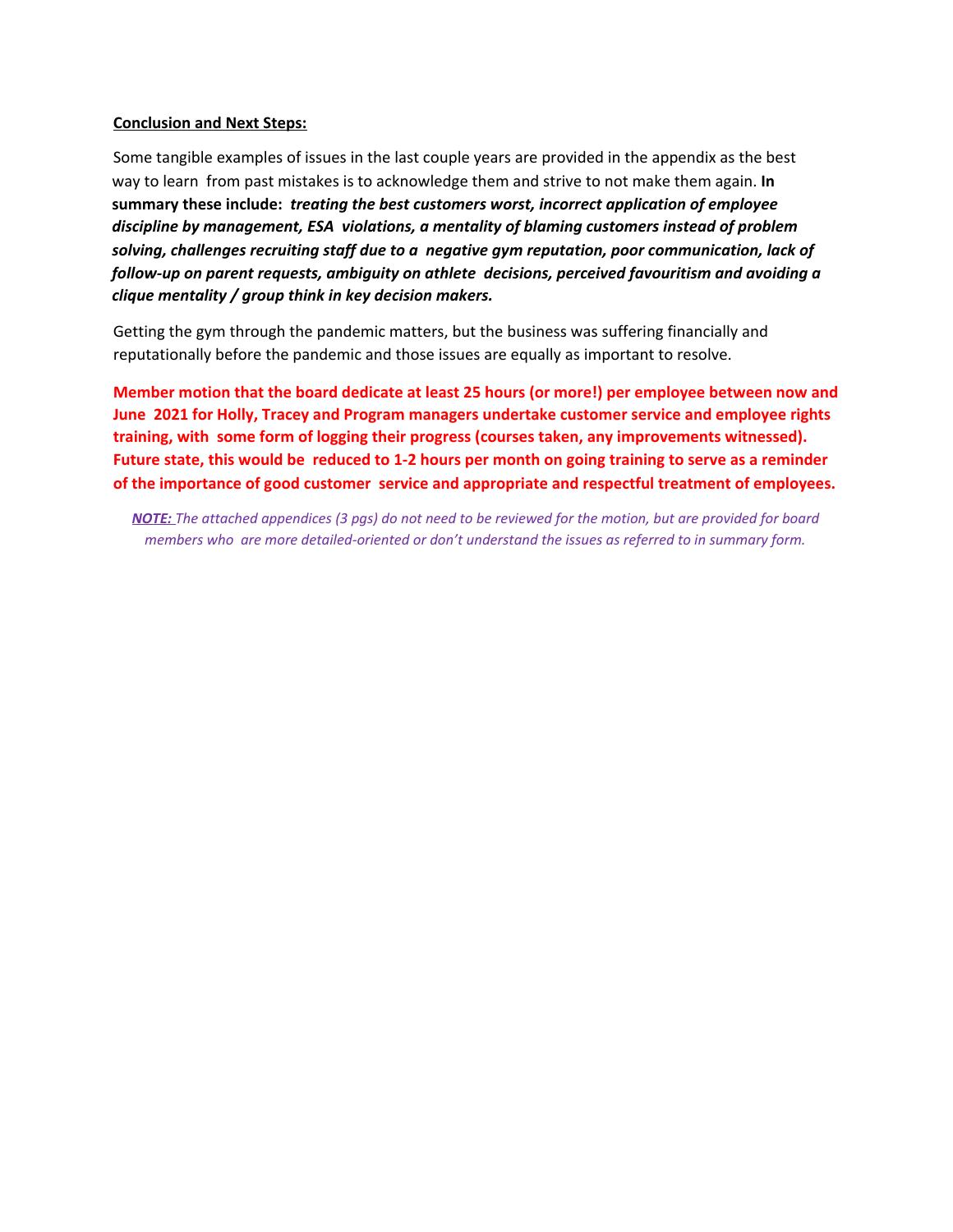**Conclusion and Next Steps:**

Some tangible examples of issues in the last couple years are provided in the appendix as the best way to learn from past mistakes is to acknowledge them and strive to not make them again. **In summary these include:** ***treating the best customers worst, incorrect application of employee discipline by management, ESA violations, a mentality of blaming customers instead of problem solving, challenges recruiting staff due to a negative gym reputation, poor communication, lack of follow-up on parent requests, ambiguity on athlete decisions, perceived favouritism and avoiding a clique mentality / group think in key decision makers.***

Getting the gym through the pandemic matters, but the business was suffering financially and reputationally before the pandemic and those issues are equally as important to resolve.

**Member motion that the board dedicate at least 25 hours (or more!) per employee between now and June 2021 for Holly, Tracey and Program managers undertake customer service and employee rights training, with some form of logging their progress (courses taken, any improvements witnessed). Future state, this would be reduced to 1-2 hours per month on going training to serve as a reminder of the importance of good customer service and appropriate and respectful treatment of employees.**

***NOTE:*** *The attached appendices (3 pgs) do not need to be reviewed for the motion, but are provided for board members who are more detailed-oriented or don't understand the issues as referred to in summary form.*